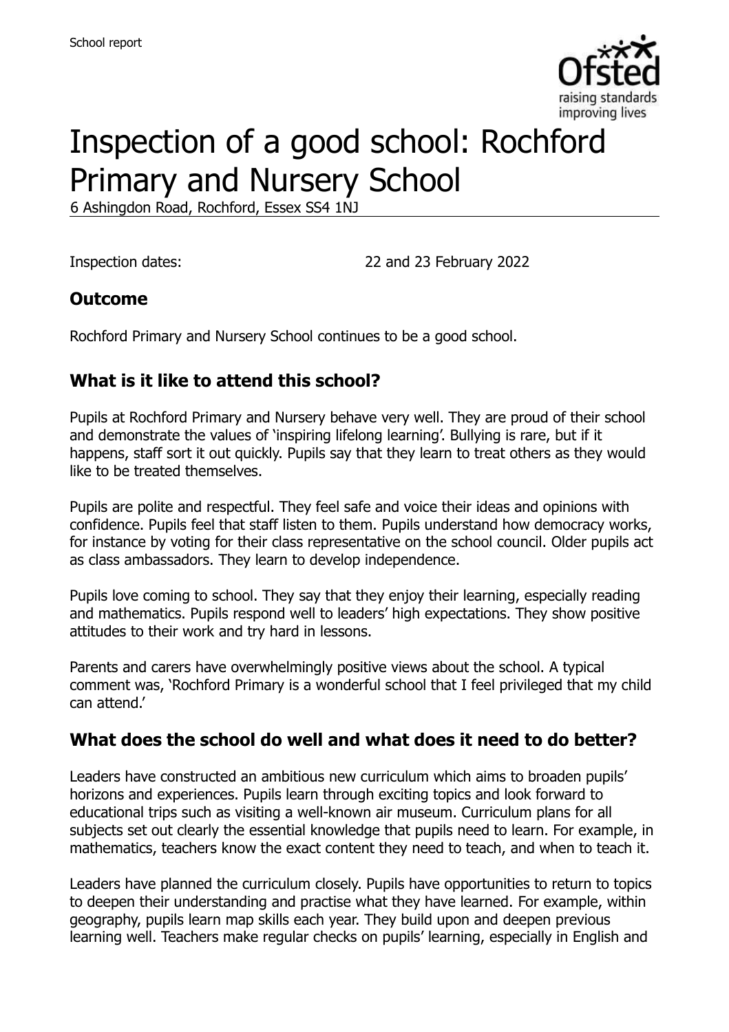School report

# Inspection of a good school: Rochford Primary and Nursery School

6 Ashingdon Road, Rochford, Essex SS4 1NJ

Inspection dates: 22 and 23 February 2022

## Outcome

Rochford Primary and Nursery School continues to be a good school.

## What is it like to attend this school?

Pupils at Rochford Primary and Nursery behave very well. They are proud of their school and demonstrate the values of 'inspiring lifelong learning'. Bullying is rare, but if it happens, staff sort it out quickly. Pupils say that they learn to treat others as they would like to be treated themselves.

Pupils are polite and respectful. They feel safe and voice their ideas and opinions with confidence. Pupils feel that staff listen to them. Pupils understand how democracy works, for instance by voting for their class representative on the school council. Older pupils act as class ambassadors. They learn to develop independence.

Pupils love coming to school. They say that they enjoy their learning, especially reading and mathematics. Pupils respond well to leaders' high expectations. They show positive attitudes to their work and try hard in lessons.

Parents and carers have overwhelmingly positive views about the school. A typical comment was, 'Rochford Primary is a wonderful school that I feel privileged that my child can attend.'

## What does the school do well and what does it need to do better?

Leaders have constructed an ambitious new curriculum which aims to broaden pupils' horizons and experiences. Pupils learn through exciting topics and look forward to educational trips such as visiting a well-known air museum. Curriculum plans for all subjects set out clearly the essential knowledge that pupils need to learn. For example, in mathematics, teachers know the exact content they need to teach, and when to teach it.

Leaders have planned the curriculum closely. Pupils have opportunities to return to topics to deepen their understanding and practise what they have learned. For example, within geography, pupils learn map skills each year. They build upon and deepen previous learning well. Teachers make regular checks on pupils' learning, especially in English and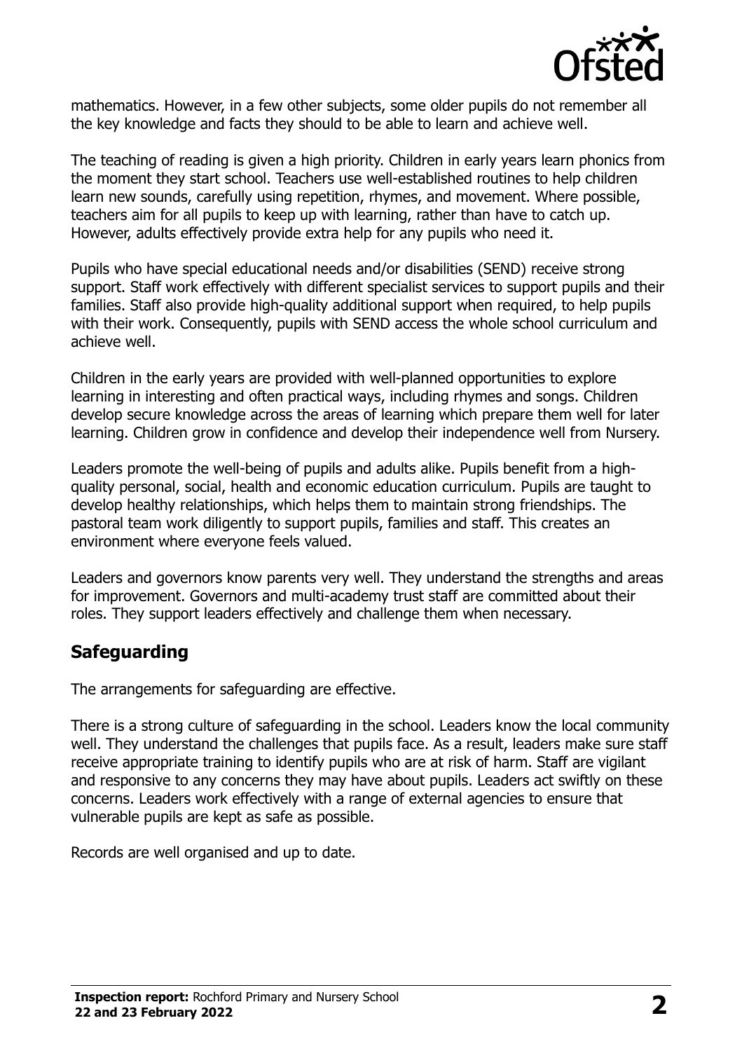mathematics. However, in a few other subjects, some older pupils do not remember all the key knowledge and facts they should to be able to learn and achieve well.

The teaching of reading is given a high priority. Children in early years learn phonics from the moment they start school. Teachers use well-established routines to help children learn new sounds, carefully using repetition, rhymes, and movement. Where possible, teachers aim for all pupils to keep up with learning, rather than have to catch up. However, adults effectively provide extra help for any pupils who need it.

Pupils who have special educational needs and/or disabilities (SEND) receive strong support. Staff work effectively with different specialist services to support pupils and their families. Staff also provide high-quality additional support when required, to help pupils with their work. Consequently, pupils with SEND access the whole school curriculum and achieve well.

Children in the early years are provided with well-planned opportunities to explore learning in interesting and often practical ways, including rhymes and songs. Children develop secure knowledge across the areas of learning which prepare them well for later learning. Children grow in confidence and develop their independence well from Nursery.

Leaders promote the well-being of pupils and adults alike. Pupils benefit from a high-quality personal, social, health and economic education curriculum. Pupils are taught to develop healthy relationships, which helps them to maintain strong friendships. The pastoral team work diligently to support pupils, families and staff. This creates an environment where everyone feels valued.

Leaders and governors know parents very well. They understand the strengths and areas for improvement. Governors and multi-academy trust staff are committed about their roles. They support leaders effectively and challenge them when necessary.

## Safeguarding

The arrangements for safeguarding are effective.

There is a strong culture of safeguarding in the school. Leaders know the local community well. They understand the challenges that pupils face. As a result, leaders make sure staff receive appropriate training to identify pupils who are at risk of harm. Staff are vigilant and responsive to any concerns they may have about pupils. Leaders act swiftly on these concerns. Leaders work effectively with a range of external agencies to ensure that vulnerable pupils are kept as safe as possible.

Records are well organised and up to date.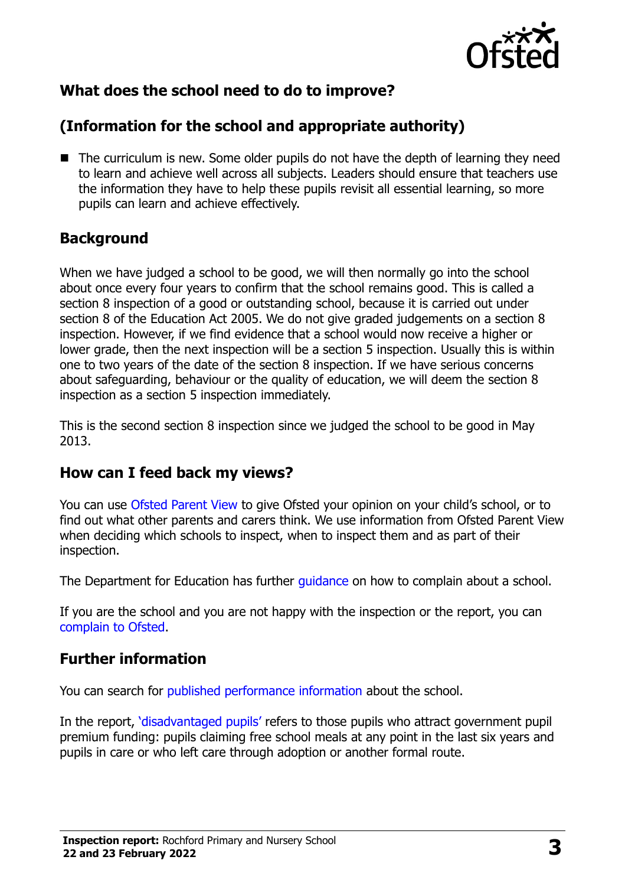## What does the school need to do to improve?

## (Information for the school and appropriate authority)

- The curriculum is new. Some older pupils do not have the depth of learning they need to learn and achieve well across all subjects. Leaders should ensure that teachers use the information they have to help these pupils revisit all essential learning, so more pupils can learn and achieve effectively.

## Background

When we have judged a school to be good, we will then normally go into the school about once every four years to confirm that the school remains good. This is called a section 8 inspection of a good or outstanding school, because it is carried out under section 8 of the Education Act 2005. We do not give graded judgements on a section 8 inspection. However, if we find evidence that a school would now receive a higher or lower grade, then the next inspection will be a section 5 inspection. Usually this is within one to two years of the date of the section 8 inspection. If we have serious concerns about safeguarding, behaviour or the quality of education, we will deem the section 8 inspection as a section 5 inspection immediately.

This is the second section 8 inspection since we judged the school to be good in May 2013.

## How can I feed back my views?

You can use Ofsted Parent View to give Ofsted your opinion on your child's school, or to find out what other parents and carers think. We use information from Ofsted Parent View when deciding which schools to inspect, when to inspect them and as part of their inspection.

The Department for Education has further guidance on how to complain about a school.

If you are the school and you are not happy with the inspection or the report, you can complain to Ofsted.

## Further information

You can search for published performance information about the school.

In the report, 'disadvantaged pupils' refers to those pupils who attract government pupil premium funding: pupils claiming free school meals at any point in the last six years and pupils in care or who left care through adoption or another formal route.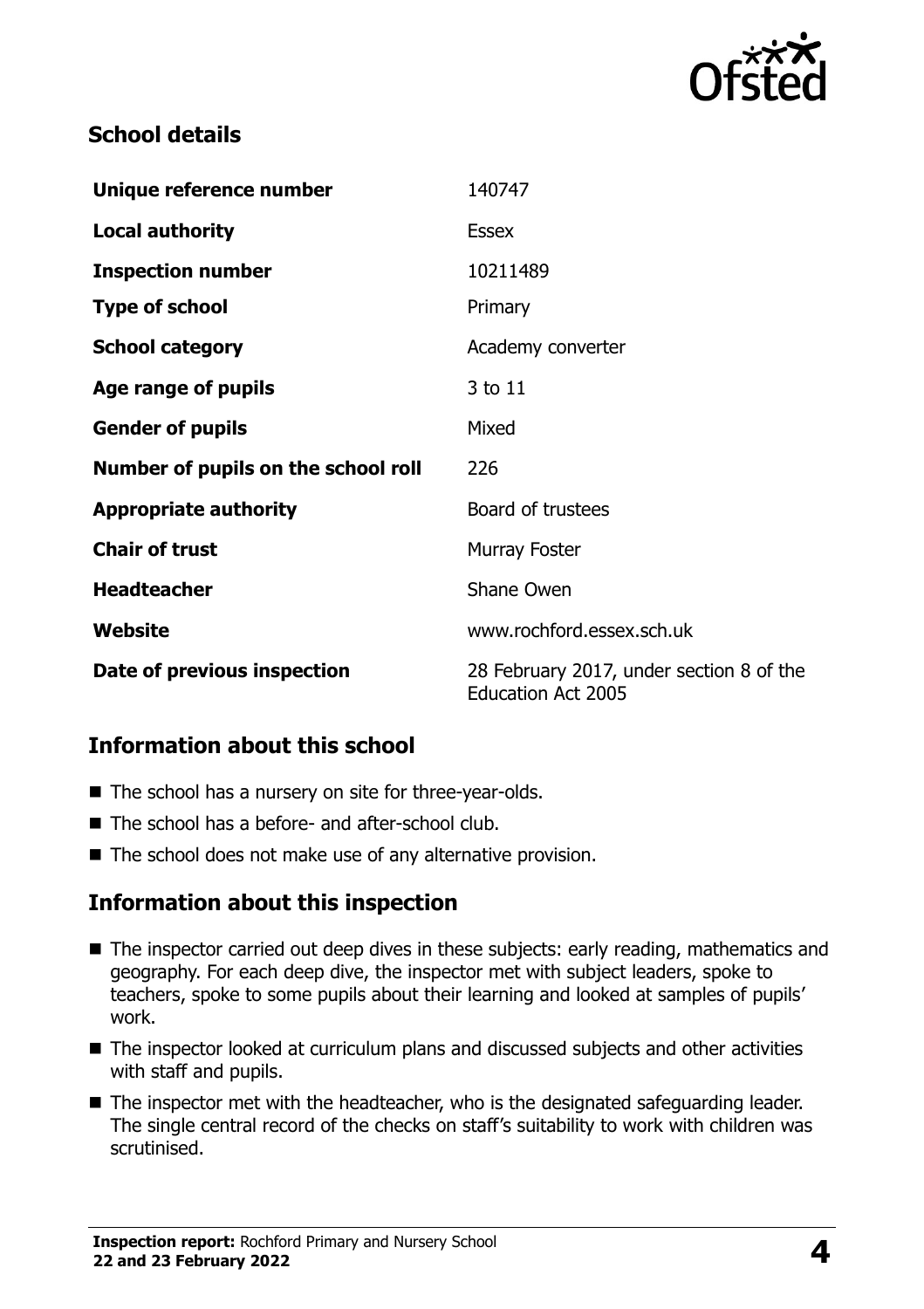## School details

| Unique reference number | 140747 |
| --- | --- |
| **Local authority** | Essex |
| **Inspection number** | 10211489 |
| **Type of school** | Primary |
| **School category** | Academy converter |
| **Age range of pupils** | 3 to 11 |
| **Gender of pupils** | Mixed |
| **Number of pupils on the school roll** | 226 |
| **Appropriate authority** | Board of trustees |
| **Chair of trust** | Murray Foster |
| **Headteacher** | Shane Owen |
| **Website** | www.rochford.essex.sch.uk |
| **Date of previous inspection** | 28 February 2017, under section 8 of the Education Act 2005 |

## Information about this school

- The school has a nursery on site for three-year-olds.
- The school has a before- and after-school club.
- The school does not make use of any alternative provision.

## Information about this inspection

- The inspector carried out deep dives in these subjects: early reading, mathematics and geography. For each deep dive, the inspector met with subject leaders, spoke to teachers, spoke to some pupils about their learning and looked at samples of pupils' work.
- The inspector looked at curriculum plans and discussed subjects and other activities with staff and pupils.
- The inspector met with the headteacher, who is the designated safeguarding leader. The single central record of the checks on staff's suitability to work with children was scrutinised.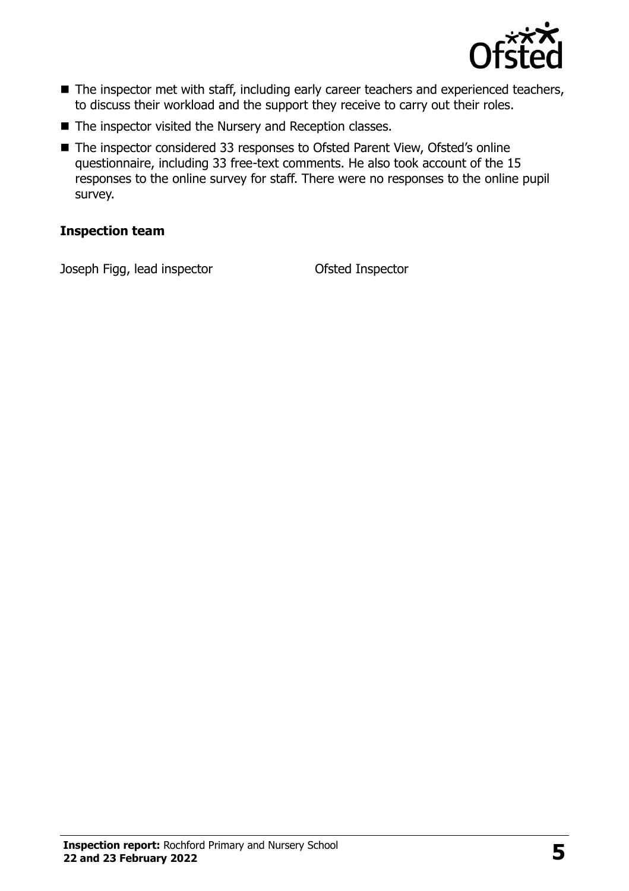- The inspector met with staff, including early career teachers and experienced teachers, to discuss their workload and the support they receive to carry out their roles.
- The inspector visited the Nursery and Reception classes.
- The inspector considered 33 responses to Ofsted Parent View, Ofsted's online questionnaire, including 33 free-text comments. He also took account of the 15 responses to the online survey for staff. There were no responses to the online pupil survey.

### Inspection team

| | |
|---|---|
| Joseph Figg, lead inspector | Ofsted Inspector |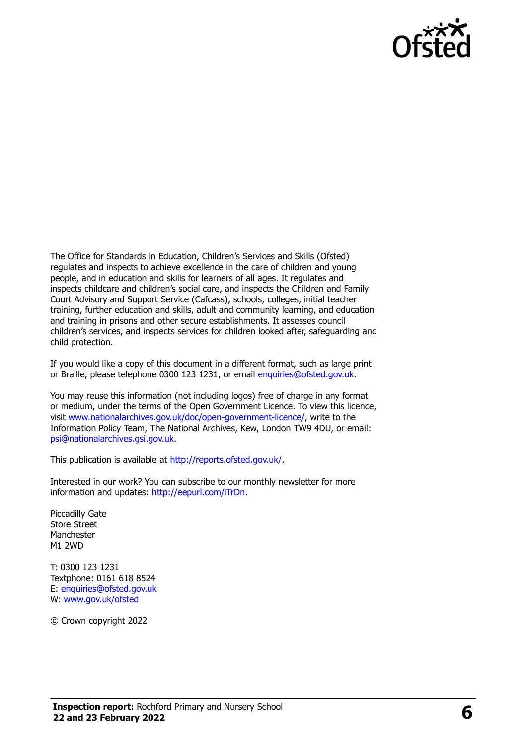The Office for Standards in Education, Children's Services and Skills (Ofsted) regulates and inspects to achieve excellence in the care of children and young people, and in education and skills for learners of all ages. It regulates and inspects childcare and children's social care, and inspects the Children and Family Court Advisory and Support Service (Cafcass), schools, colleges, initial teacher training, further education and skills, adult and community learning, and education and training in prisons and other secure establishments. It assesses council children's services, and inspects services for children looked after, safeguarding and child protection.

If you would like a copy of this document in a different format, such as large print or Braille, please telephone 0300 123 1231, or email enquiries@ofsted.gov.uk.

You may reuse this information (not including logos) free of charge in any format or medium, under the terms of the Open Government Licence. To view this licence, visit www.nationalarchives.gov.uk/doc/open-government-licence/, write to the Information Policy Team, The National Archives, Kew, London TW9 4DU, or email: psi@nationalarchives.gsi.gov.uk.

This publication is available at http://reports.ofsted.gov.uk/.

Interested in our work? You can subscribe to our monthly newsletter for more information and updates: http://eepurl.com/iTrDn.

Piccadilly Gate
Store Street
Manchester
M1 2WD

T: 0300 123 1231
Textphone: 0161 618 8524
E: enquiries@ofsted.gov.uk
W: www.gov.uk/ofsted

© Crown copyright 2022